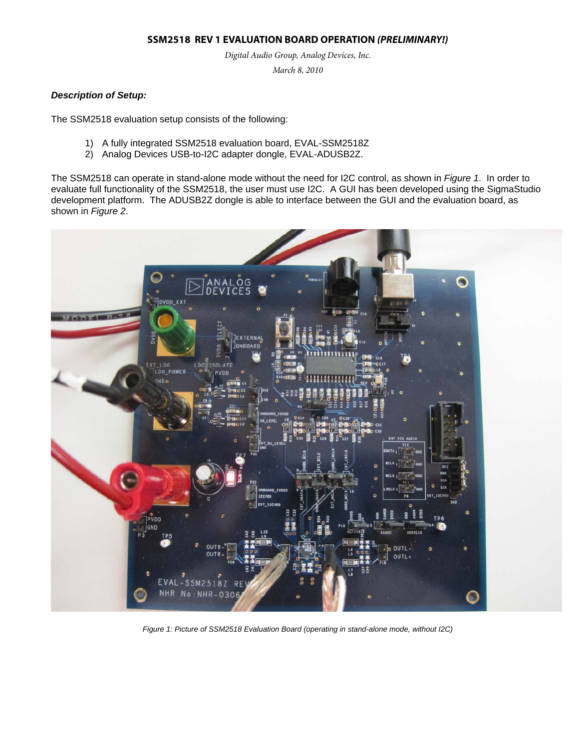# SSM2518 REV 1 EVALUATION BOARD OPERATION *(PRELIMINARY!)*

*Digital Audio Group, Analog Devices, Inc.*

*March 8, 2010*

### *Description of Setup:*

The SSM2518 evaluation setup consists of the following:

1) A fully integrated SSM2518 evaluation board, EVAL-SSM2518Z
2) Analog Devices USB-to-I2C adapter dongle, EVAL-ADUSB2Z.

The SSM2518 can operate in stand-alone mode without the need for I2C control, as shown in *Figure 1*. In order to evaluate full functionality of the SSM2518, the user must use I2C. A GUI has been developed using the SigmaStudio development platform. The ADUSB2Z dongle is able to interface between the GUI and the evaluation board, as shown in *Figure 2*.

*Figure 1: Picture of SSM2518 Evaluation Board (operating in stand-alone mode, without I2C)*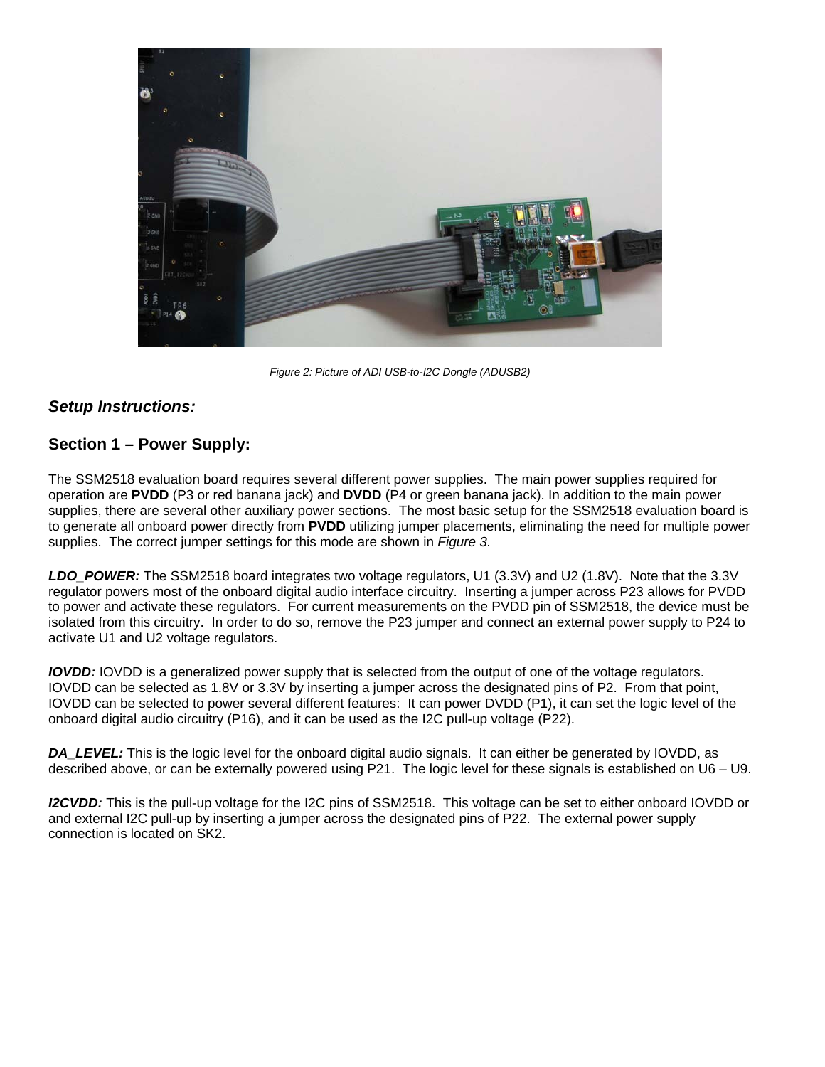*Figure 2: Picture of ADI USB-to-I2C Dongle (ADUSB2)*

## *Setup Instructions:*

## Section 1 – Power Supply:

The SSM2518 evaluation board requires several different power supplies. The main power supplies required for operation are **PVDD** (P3 or red banana jack) and **DVDD** (P4 or green banana jack). In addition to the main power supplies, there are several other auxiliary power sections. The most basic setup for the SSM2518 evaluation board is to generate all onboard power directly from **PVDD** utilizing jumper placements, eliminating the need for multiple power supplies. The correct jumper settings for this mode are shown in *Figure 3.*

***LDO_POWER:*** The SSM2518 board integrates two voltage regulators, U1 (3.3V) and U2 (1.8V). Note that the 3.3V regulator powers most of the onboard digital audio interface circuitry. Inserting a jumper across P23 allows for PVDD to power and activate these regulators. For current measurements on the PVDD pin of SSM2518, the device must be isolated from this circuitry. In order to do so, remove the P23 jumper and connect an external power supply to P24 to activate U1 and U2 voltage regulators.

***IOVDD:*** IOVDD is a generalized power supply that is selected from the output of one of the voltage regulators. IOVDD can be selected as 1.8V or 3.3V by inserting a jumper across the designated pins of P2. From that point, IOVDD can be selected to power several different features: It can power DVDD (P1), it can set the logic level of the onboard digital audio circuitry (P16), and it can be used as the I2C pull-up voltage (P22).

***DA_LEVEL:*** This is the logic level for the onboard digital audio signals. It can either be generated by IOVDD, as described above, or can be externally powered using P21. The logic level for these signals is established on U6 – U9.

***I2CVDD:*** This is the pull-up voltage for the I2C pins of SSM2518. This voltage can be set to either onboard IOVDD or and external I2C pull-up by inserting a jumper across the designated pins of P22. The external power supply connection is located on SK2.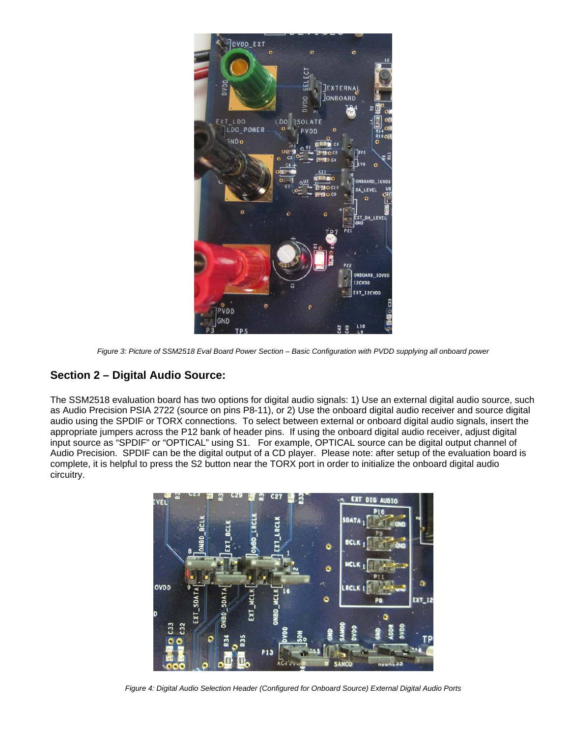*Figure 3: Picture of SSM2518 Eval Board Power Section – Basic Configuration with PVDD supplying all onboard power*

## Section 2 – Digital Audio Source:

The SSM2518 evaluation board has two options for digital audio signals: 1) Use an external digital audio source, such as Audio Precision PSIA 2722 (source on pins P8-11), or 2) Use the onboard digital audio receiver and source digital audio using the SPDIF or TORX connections. To select between external or onboard digital audio signals, insert the appropriate jumpers across the P12 bank of header pins. If using the onboard digital audio receiver, adjust digital input source as "SPDIF" or "OPTICAL" using S1. For example, OPTICAL source can be digital output channel of Audio Precision. SPDIF can be the digital output of a CD player. Please note: after setup of the evaluation board is complete, it is helpful to press the S2 button near the TORX port in order to initialize the onboard digital audio circuitry.

*Figure 4: Digital Audio Selection Header (Configured for Onboard Source) External Digital Audio Ports*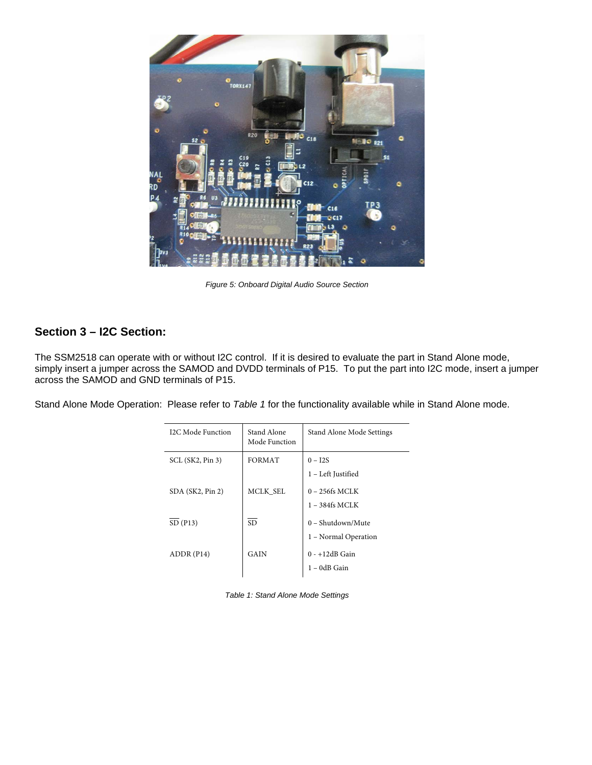Figure 5: Onboard Digital Audio Source Section

## Section 3 – I2C Section:

The SSM2518 can operate with or without I2C control. If it is desired to evaluate the part in Stand Alone mode, simply insert a jumper across the SAMOD and DVDD terminals of P15. To put the part into I2C mode, insert a jumper across the SAMOD and GND terminals of P15.

Stand Alone Mode Operation: Please refer to *Table 1* for the functionality available while in Stand Alone mode.

| I2C Mode Function | Stand Alone Mode Function | Stand Alone Mode Settings |
|---|---|---|
| SCL (SK2, Pin 3) | FORMAT | 0 – I2S<br>1 – Left Justified |
| SDA (SK2, Pin 2) | MCLK_SEL | 0 – 256fs MCLK<br>1 – 384fs MCLK |
| $\overline{\text{SD}}$ (P13) | $\overline{\text{SD}}$ | 0 – Shutdown/Mute<br>1 – Normal Operation |
| ADDR (P14) | GAIN | 0 - +12dB Gain<br>1 – 0dB Gain |

*Table 1: Stand Alone Mode Settings*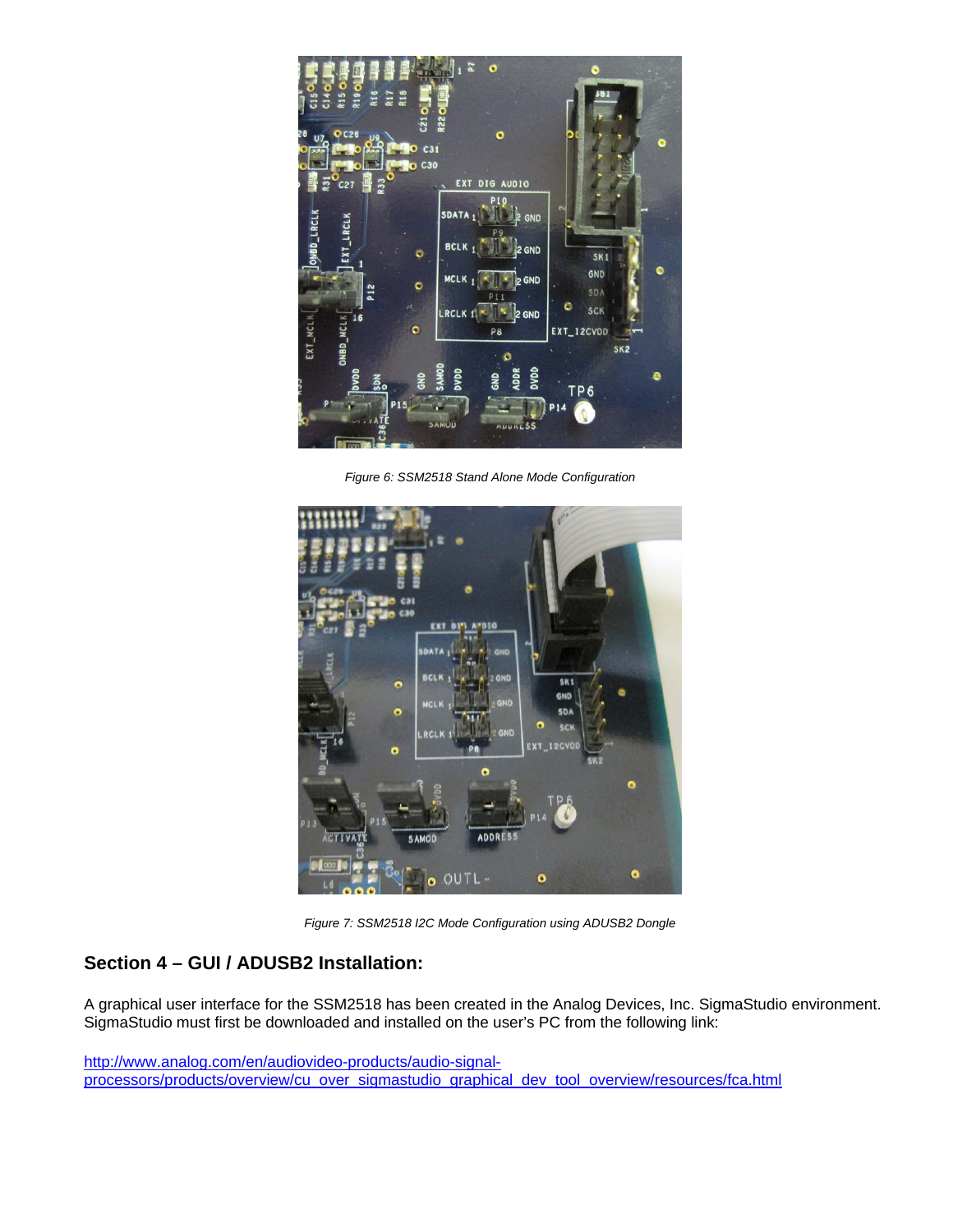Figure 6: SSM2518 Stand Alone Mode Configuration

Figure 7: SSM2518 I2C Mode Configuration using ADUSB2 Dongle

## Section 4 – GUI / ADUSB2 Installation:

A graphical user interface for the SSM2518 has been created in the Analog Devices, Inc. SigmaStudio environment. SigmaStudio must first be downloaded and installed on the user's PC from the following link:

[http://www.analog.com/en/audiovideo-products/audio-signal-processors/products/overview/cu_over_sigmastudio_graphical_dev_tool_overview/resources/fca.html](http://www.analog.com/en/audiovideo-products/audio-signal-processors/products/overview/cu_over_sigmastudio_graphical_dev_tool_overview/resources/fca.html)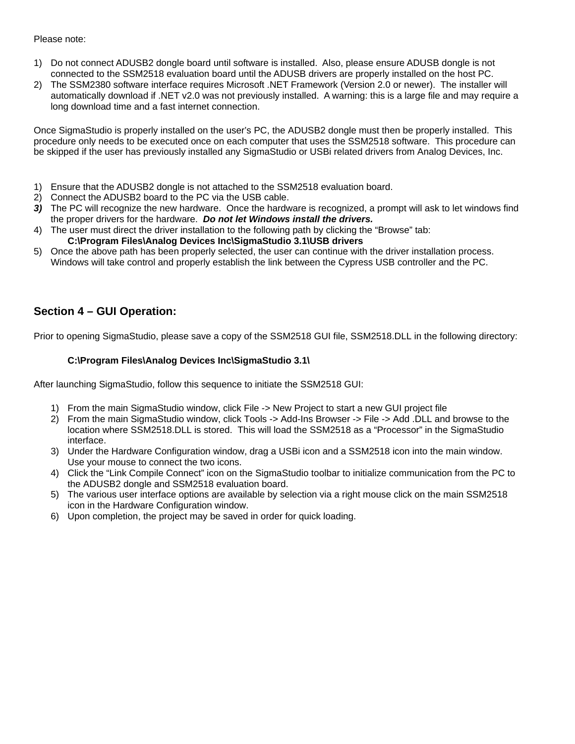Please note:

1) Do not connect ADUSB2 dongle board until software is installed. Also, please ensure ADUSB dongle is not connected to the SSM2518 evaluation board until the ADUSB drivers are properly installed on the host PC.
2) The SSM2380 software interface requires Microsoft .NET Framework (Version 2.0 or newer). The installer will automatically download if .NET v2.0 was not previously installed. A warning: this is a large file and may require a long download time and a fast internet connection.

Once SigmaStudio is properly installed on the user's PC, the ADUSB2 dongle must then be properly installed. This procedure only needs to be executed once on each computer that uses the SSM2518 software. This procedure can be skipped if the user has previously installed any SigmaStudio or USBi related drivers from Analog Devices, Inc.

1) Ensure that the ADUSB2 dongle is not attached to the SSM2518 evaluation board.
2) Connect the ADUSB2 board to the PC via the USB cable.
3) The PC will recognize the new hardware. Once the hardware is recognized, a prompt will ask to let windows find the proper drivers for the hardware. ***Do not let Windows install the drivers.***
4) The user must direct the driver installation to the following path by clicking the "Browse" tab:
   **C:\Program Files\Analog Devices Inc\SigmaStudio 3.1\USB drivers**
5) Once the above path has been properly selected, the user can continue with the driver installation process. Windows will take control and properly establish the link between the Cypress USB controller and the PC.

## Section 4 – GUI Operation:

Prior to opening SigmaStudio, please save a copy of the SSM2518 GUI file, SSM2518.DLL in the following directory:

**C:\Program Files\Analog Devices Inc\SigmaStudio 3.1\**

After launching SigmaStudio, follow this sequence to initiate the SSM2518 GUI:

1) From the main SigmaStudio window, click File -> New Project to start a new GUI project file
2) From the main SigmaStudio window, click Tools -> Add-Ins Browser -> File -> Add .DLL and browse to the location where SSM2518.DLL is stored. This will load the SSM2518 as a "Processor" in the SigmaStudio interface.
3) Under the Hardware Configuration window, drag a USBi icon and a SSM2518 icon into the main window. Use your mouse to connect the two icons.
4) Click the "Link Compile Connect" icon on the SigmaStudio toolbar to initialize communication from the PC to the ADUSB2 dongle and SSM2518 evaluation board.
5) The various user interface options are available by selection via a right mouse click on the main SSM2518 icon in the Hardware Configuration window.
6) Upon completion, the project may be saved in order for quick loading.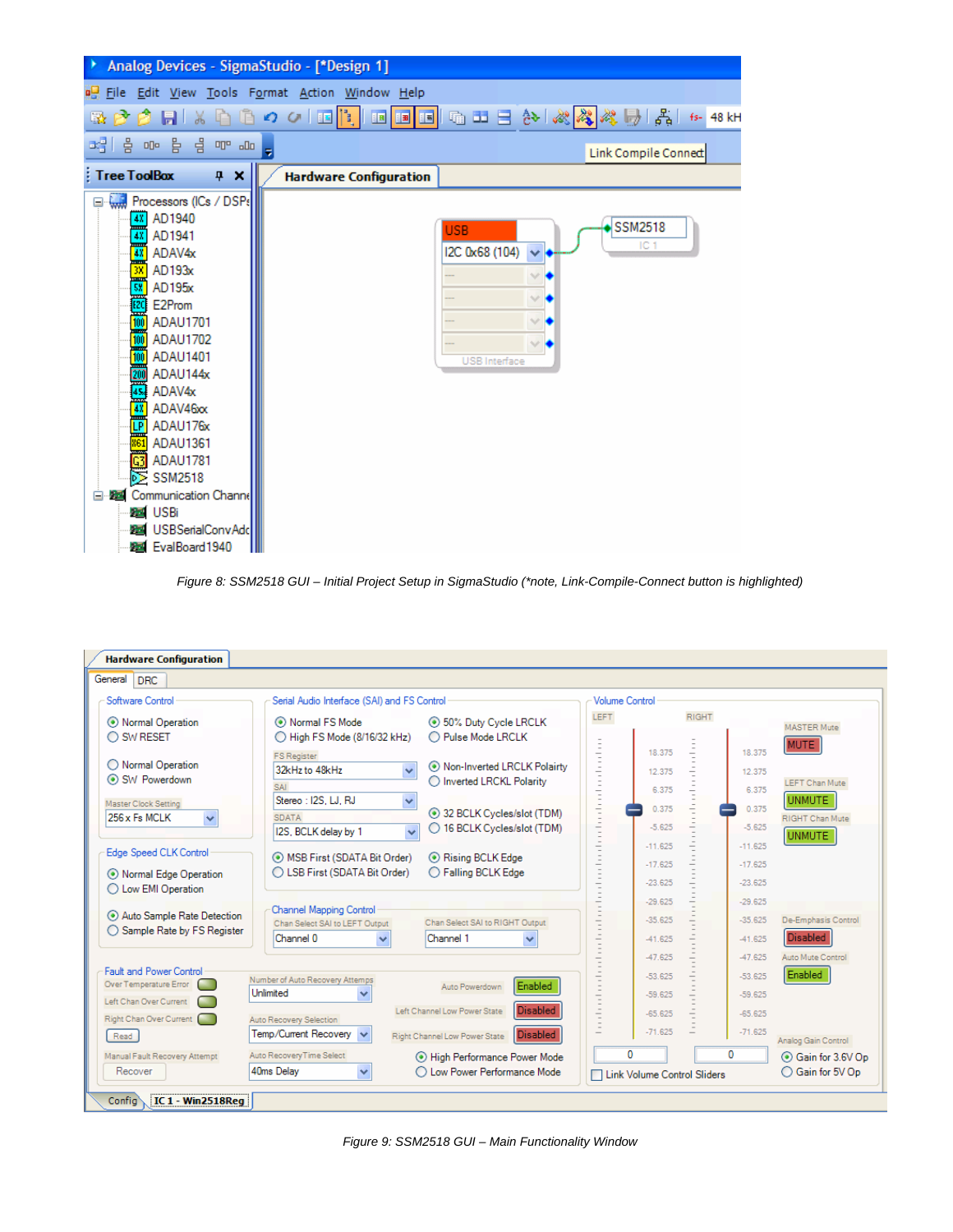*Figure 8: SSM2518 GUI – Initial Project Setup in SigmaStudio (*note, Link-Compile-Connect button is highlighted)*

*Figure 9: SSM2518 GUI – Main Functionality Window*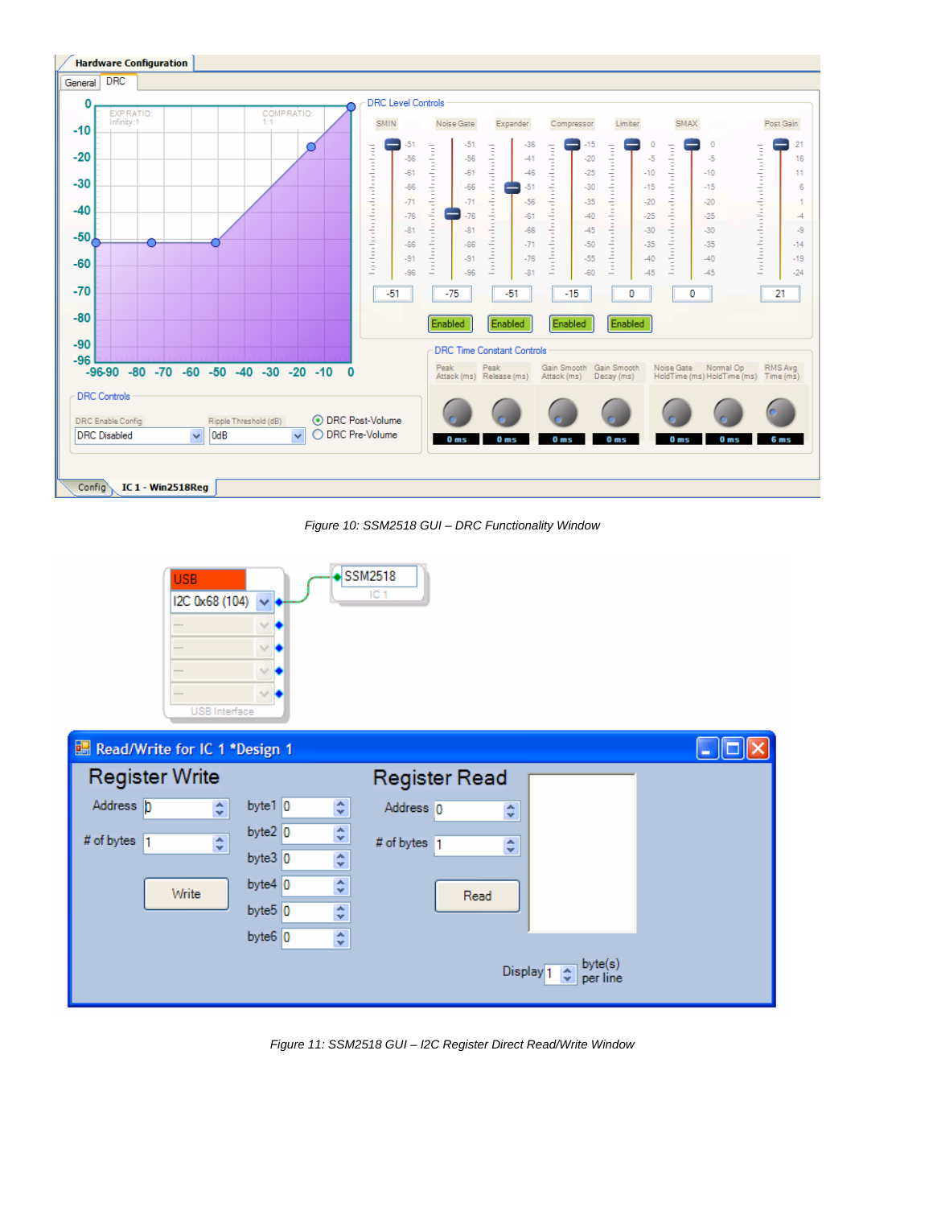Figure 10: SSM2518 GUI – DRC Functionality Window

Figure 11: SSM2518 GUI – I2C Register Direct Read/Write Window